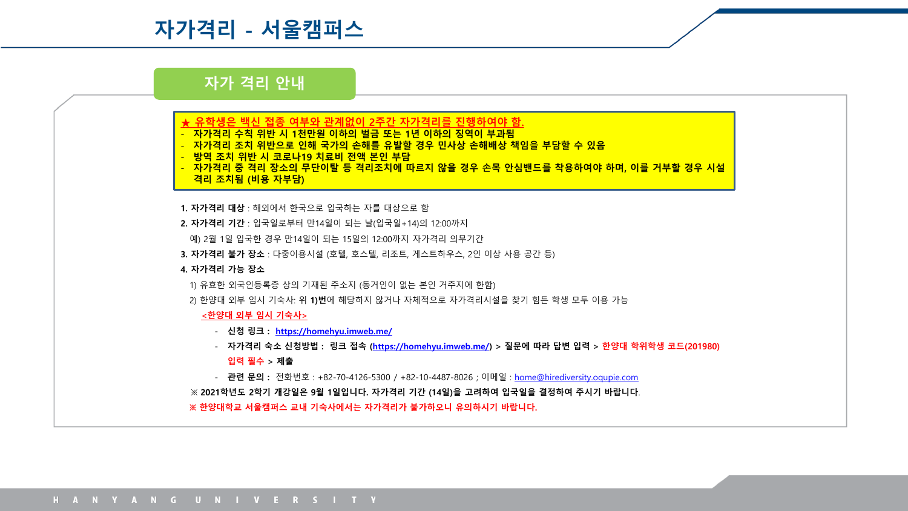# 자가격리 - 서울캠퍼스

## 자가 격리 안내

**★ 유학생은 백신 접종 여부와 관계없이 2주간 자가격리를 진행하여야 함.**

- **자가격리 수칙 위반 시 1천만원 이하의 벌금 또는 1년 이하의 징역이 부과됨**
- **자가격리 조치 위반으로 인해 국가의 손해를 유발할 경우 민사상 손해배상 책임을 부담할 수 있음**
- **방역 조치 위반 시 코로나19 치료비 전액 본인 부담**
- **자가격리 중 격리 장소의 무단이탈 등 격리조치에 따르지 않을 경우 손목 안심밴드를 착용하여야 하며, 이를 거부할 경우 시설 격리 조치됨 (비용 자부담)**

**1. 자가격리 대상** : 해외에서 한국으로 입국하는 자를 대상으로 함

**2. 자가격리 기간** : 입국일로부터 만14일이 되는 날(입국일+14)의 12:00까지

예) 2월 1일 입국한 경우 만14일이 되는 15일의 12:00까지 자가격리 의무기간

**3. 자가격리 불가 장소** : 다중이용시설 (호텔, 호스텔, 리조트, 게스트하우스, 2인 이상 사용 공간 등)

**4. 자가격리 가능 장소**

1) 유효한 외국인등록증 상의 기재된 주소지 (동거인이 없는 본인 거주지에 한함)

2) 한양대 외부 임시 기숙사: 위 **1)번**에 해당하지 않거나 자체적으로 자가격리시설을 찾기 힘든 학생 모두 이용 가능

<한양대 외부 임시 기숙사>

- **신청 링크 : https://homehyu.imweb.me/**
- **자가격리 숙소 신청방법 : 링크 접속 (https://homehyu.imweb.me/) > 질문에 따라 답변 입력 > 한양대 학위학생 코드(201980) 입력 필수 > 제출**
- **관련 문의 :** 전화번호 : +82-70-4126-5300 / +82-10-4487-8026 ; 이메일 : home@hirediversity.oqupie.com

**※ 2021학년도 2학기 개강일은 9월 1일입니다. 자가격리 기간 (14일)을 고려하여 입국일을 결정하여 주시기 바랍니다.**

**※ 한양대학교 서울캠퍼스 교내 기숙사에서는 자가격리가 불가하오니 유의하시기 바랍니다.**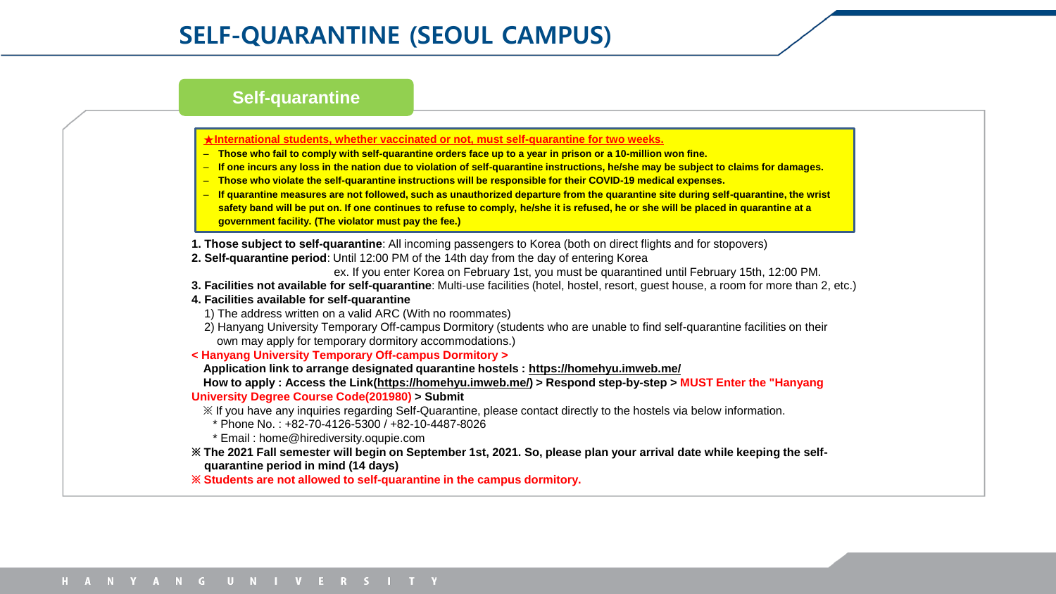# SELF-QUARANTINE (SEOUL CAMPUS)

## Self-quarantine

**★International students, whether vaccinated or not, must self-quarantine for two weeks.**

- **Those who fail to comply with self-quarantine orders face up to a year in prison or a 10-million won fine.**
- **If one incurs any loss in the nation due to violation of self-quarantine instructions, he/she may be subject to claims for damages.**
- **Those who violate the self-quarantine instructions will be responsible for their COVID-19 medical expenses.**
- **If quarantine measures are not followed, such as unauthorized departure from the quarantine site during self-quarantine, the wrist safety band will be put on. If one continues to refuse to comply, he/she it is refused, he or she will be placed in quarantine at a government facility. (The violator must pay the fee.)**

**1. Those subject to self-quarantine**: All incoming passengers to Korea (both on direct flights and for stopovers)

**2. Self-quarantine period**: Until 12:00 PM of the 14th day from the day of entering Korea

ex. If you enter Korea on February 1st, you must be quarantined until February 15th, 12:00 PM.

**3. Facilities not available for self-quarantine**: Multi-use facilities (hotel, hostel, resort, guest house, a room for more than 2, etc.)

**4. Facilities available for self-quarantine**

1) The address written on a valid ARC (With no roommates)

2) Hanyang University Temporary Off-campus Dormitory (students who are unable to find self-quarantine facilities on their own may apply for temporary dormitory accommodations.)

**< Hanyang University Temporary Off-campus Dormitory >**

**Application link to arrange designated quarantine hostels : https://homehyu.imweb.me/**

**How to apply : Access the Link(https://homehyu.imweb.me/) > Respond step-by-step > MUST Enter the "Hanyang University Degree Course Code(201980) > Submit**

※ If you have any inquiries regarding Self-Quarantine, please contact directly to the hostels via below information.

* Phone No. : +82-70-4126-5300 / +82-10-4487-8026

* Email : home@hirediversity.oqupie.com

**※ The 2021 Fall semester will begin on September 1st, 2021. So, please plan your arrival date while keeping the self-quarantine period in mind (14 days)**

**※ Students are not allowed to self-quarantine in the campus dormitory.**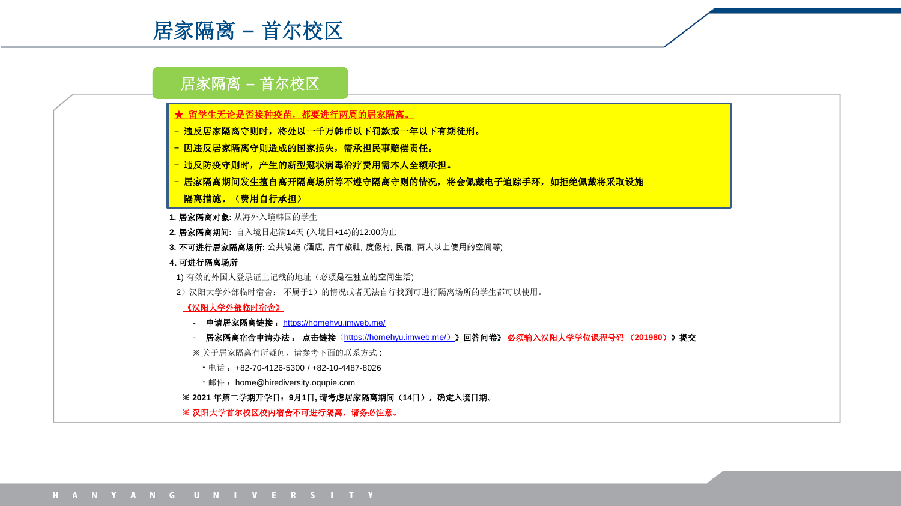# 居家隔离 – 首尔校区

## 居家隔离 – 首尔校区

**★ 留学生无论是否接种疫苗，都要进行两周的居家隔离。**

- **违反居家隔离守则时，将处以一千万韩币以下罚款或一年以下有期徒刑。**
- **因违反居家隔离守则造成的国家损失，需承担民事赔偿责任。**
- **违反防疫守则时，产生的新型冠状病毒治疗费用需本人全额承担。**
- **居家隔离期间发生擅自离开隔离场所等不遵守隔离守则的情况，将会佩戴电子追踪手环，如拒绝佩戴将采取设施隔离措施。（费用自行承担）**

**1. 居家隔离对象:** 从海外入境韩国的学生

**2. 居家隔离期间:** 自入境日起满14天 (入境日+14)的12:00为止

**3. 不可进行居家隔离场所:** 公共设施 (酒店, 青年旅社, 度假村, 民宿, 两人以上使用的空间等)

4. 可进行隔离场所

1) 有效的外国人登录证上记载的地址（必须是在独立的空间生活)

2）汉阳大学外部临时宿舍： 不属于1）的情况或者无法自行找到可进行隔离场所的学生都可以使用。

《汉阳大学外部临时宿舍》

- **申请居家隔离链接：** https://homehyu.imweb.me/
- **居家隔离宿舍申请办法： 点击链接（https://homehyu.imweb.me/）》回答问卷》 必须输入汉阳大学学位课程号码 （201980）》提交**

※ 关于居家隔离有所疑问，请参考下面的联系方式 :

* 电话 ：+82-70-4126-5300 / +82-10-4487-8026

* 邮件 ：home@hirediversity.oqupie.com

**※ 2021 年第二学期开学日：9月1日, 请考虑居家隔离期间（14日），确定入境日期。**

**※ 汉阳大学首尔校区校内宿舍不可进行隔离，请务必注意。**